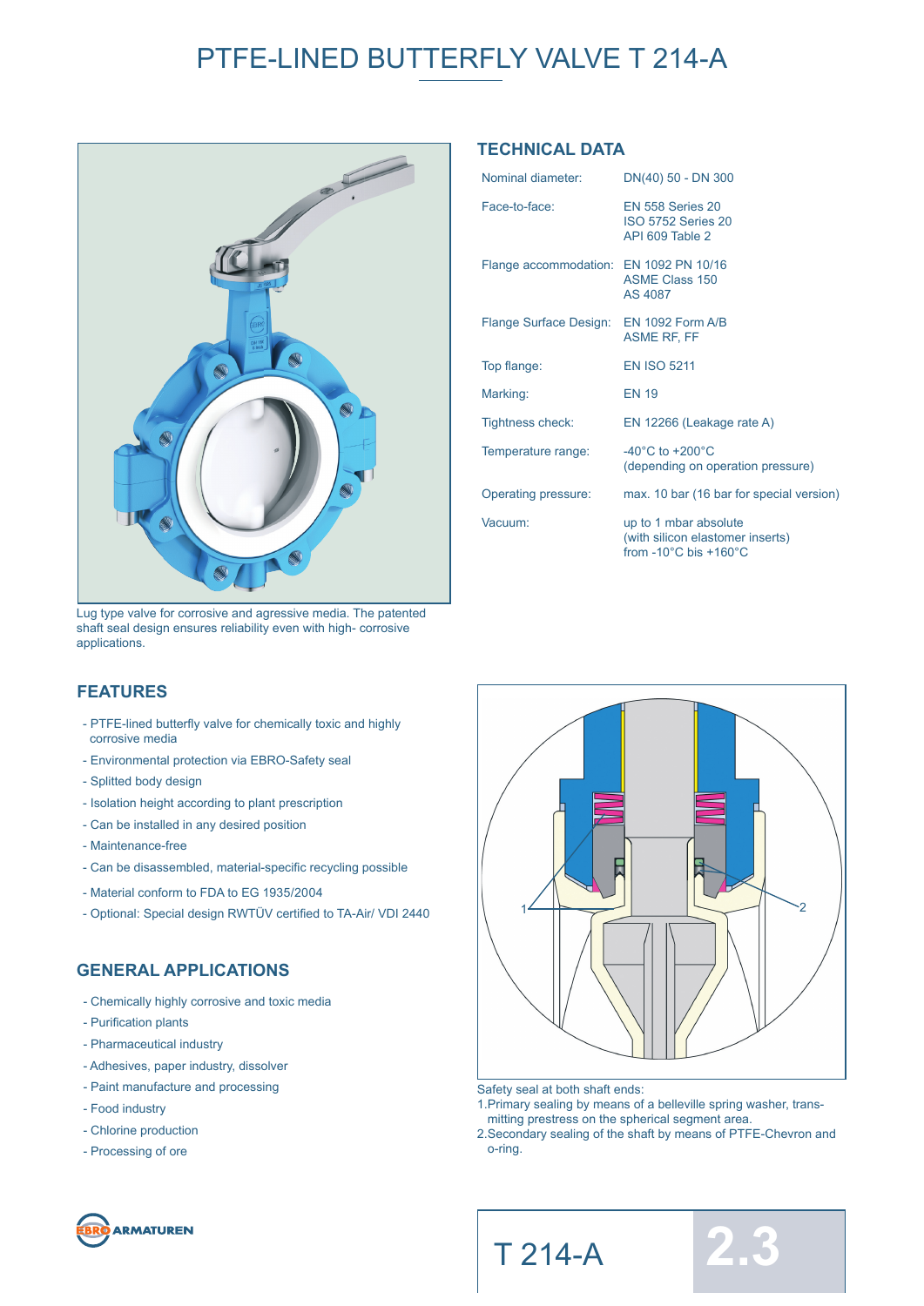# PTFE-LINED BUTTERFLY VALVE T 214-A

Lug type valve for corrosive and agressive media. The patented shaft seal design ensures reliability even with high- corrosive applications.

## TECHNICAL DATA

| | |
|---|---|
| Nominal diameter: | DN(40) 50 - DN 300 |
| Face-to-face: | EN 558 Series 20<br>ISO 5752 Series 20<br>API 609 Table 2 |
| Flange accommodation: | EN 1092 PN 10/16<br>ASME Class 150<br>AS 4087 |
| Flange Surface Design: | EN 1092 Form A/B<br>ASME RF, FF |
| Top flange: | EN ISO 5211 |
| Marking: | EN 19 |
| Tightness check: | EN 12266 (Leakage rate A) |
| Temperature range: | -40°C to +200°C<br>(depending on operation pressure) |
| Operating pressure: | max. 10 bar (16 bar for special version) |
| Vacuum: | up to 1 mbar absolute<br>(with silicon elastomer inserts)<br>from -10°C bis +160°C |

## FEATURES

- PTFE-lined butterfly valve for chemically toxic and highly corrosive media
- Environmental protection via EBRO-Safety seal
- Splitted body design
- Isolation height according to plant prescription
- Can be installed in any desired position
- Maintenance-free
- Can be disassembled, material-specific recycling possible
- Material conform to FDA to EG 1935/2004
- Optional: Special design RWTÜV certified to TA-Air/ VDI 2440

## GENERAL APPLICATIONS

- Chemically highly corrosive and toxic media
- Purification plants
- Pharmaceutical industry
- Adhesives, paper industry, dissolver
- Paint manufacture and processing
- Food industry
- Chlorine production
- Processing of ore

Safety seal at both shaft ends:
1. Primary sealing by means of a belleville spring washer, transmitting prestress on the spherical segment area.
2. Secondary sealing of the shaft by means of PTFE-Chevron and o-ring.

T 214-A 2.3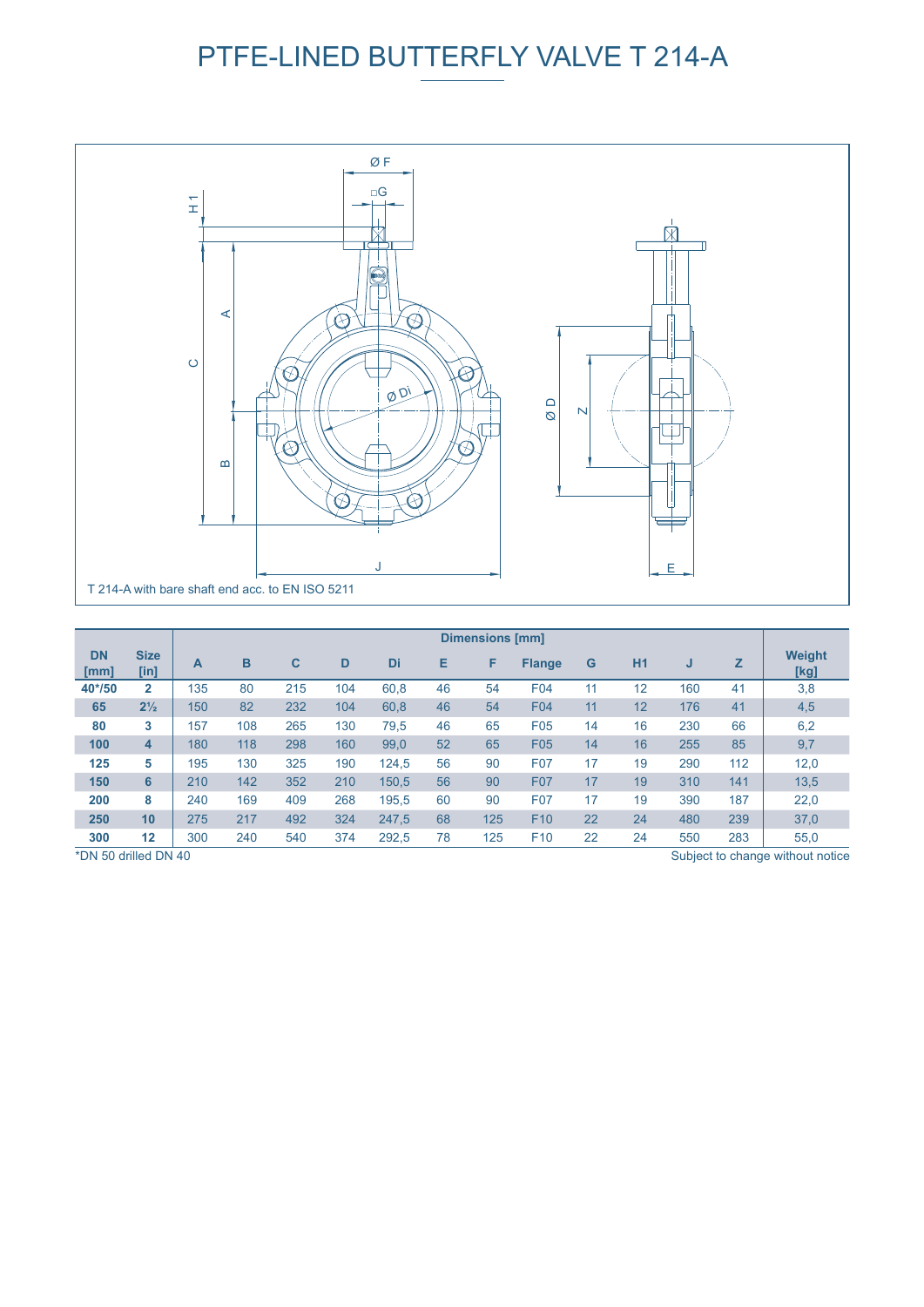# PTFE-LINED BUTTERFLY VALVE T 214-A

T 214-A with bare shaft end acc. to EN ISO 5211

| DN [mm] | Size [in] | Dimensions [mm] | | | | | | | | | | | | Weight [kg] |
|---|---|---|---|---|---|---|---|---|---|---|---|---|---|---|
| | | A | B | C | D | Di | E | F | Flange | G | H1 | J | Z | |
| **40*/50** | **2** | 135 | 80 | 215 | 104 | 60,8 | 46 | 54 | F04 | 11 | 12 | 160 | 41 | 3,8 |
| **65** | **2½** | 150 | 82 | 232 | 104 | 60,8 | 46 | 54 | F04 | 11 | 12 | 176 | 41 | 4,5 |
| **80** | **3** | 157 | 108 | 265 | 130 | 79,5 | 46 | 65 | F05 | 14 | 16 | 230 | 66 | 6,2 |
| **100** | **4** | 180 | 118 | 298 | 160 | 99,0 | 52 | 65 | F05 | 14 | 16 | 255 | 85 | 9,7 |
| **125** | **5** | 195 | 130 | 325 | 190 | 124,5 | 56 | 90 | F07 | 17 | 19 | 290 | 112 | 12,0 |
| **150** | **6** | 210 | 142 | 352 | 210 | 150,5 | 56 | 90 | F07 | 17 | 19 | 310 | 141 | 13,5 |
| **200** | **8** | 240 | 169 | 409 | 268 | 195,5 | 60 | 90 | F07 | 17 | 19 | 390 | 187 | 22,0 |
| **250** | **10** | 275 | 217 | 492 | 324 | 247,5 | 68 | 125 | F10 | 22 | 24 | 480 | 239 | 37,0 |
| **300** | **12** | 300 | 240 | 540 | 374 | 292,5 | 78 | 125 | F10 | 22 | 24 | 550 | 283 | 55,0 |

*DN 50 drilled DN 40

Subject to change without notice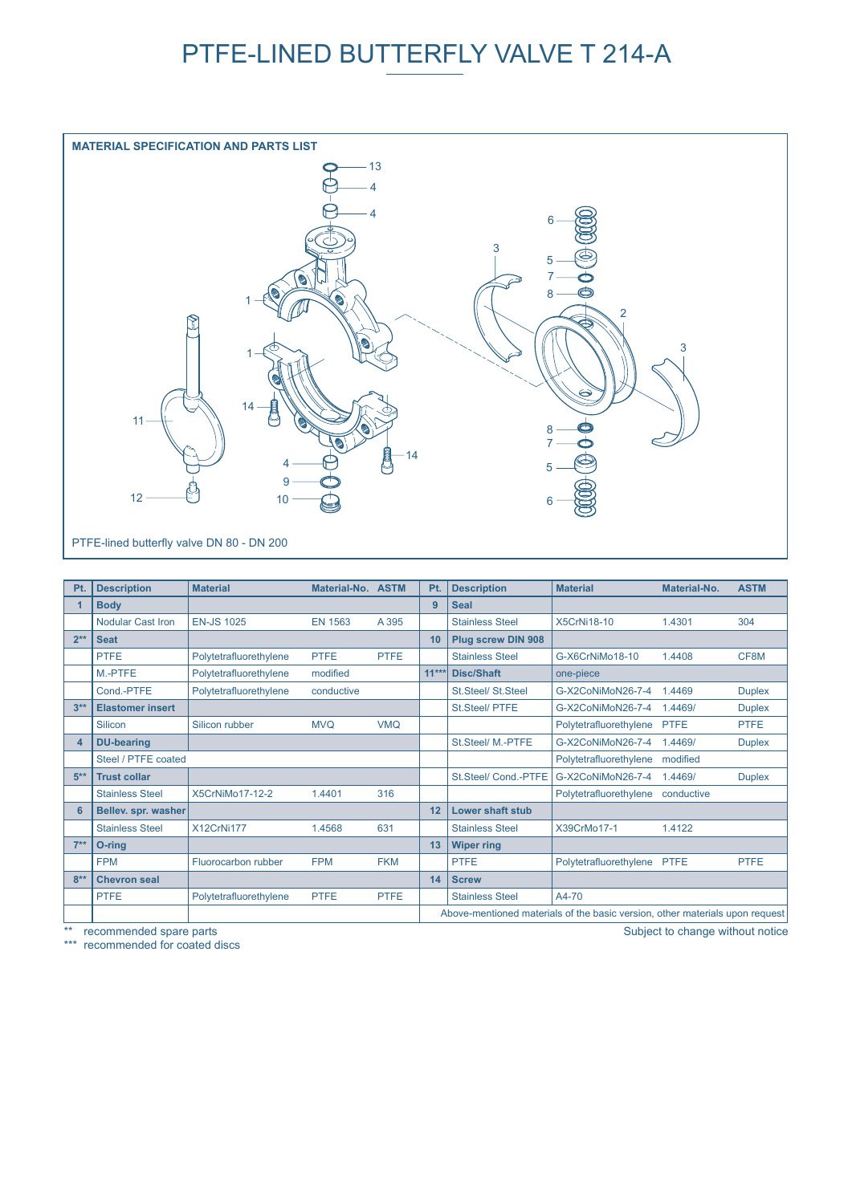# PTFE-LINED BUTTERFLY VALVE T 214-A

**MATERIAL SPECIFICATION AND PARTS LIST**

PTFE-lined butterfly valve DN 80 - DN 200

| Pt. | Description | Material | Material-No. | ASTM | Pt. | Description | Material | Material-No. | ASTM |
|---|---|---|---|---|---|---|---|---|---|
| **1** | **Body** | | | | **9** | **Seal** | | | |
| | Nodular Cast Iron | EN-JS 1025 | EN 1563 | A 395 | | Stainless Steel | X5CrNi18-10 | 1.4301 | 304 |
| **2\*\*** | **Seat** | | | | **10** | **Plug screw DIN 908** | | | |
| | PTFE | Polytetrafluorethylene | PTFE | PTFE | | Stainless Steel | G-X6CrNiMo18-10 | 1.4408 | CF8M |
| | M.-PTFE | Polytetrafluorethylene | modified | | **11\*\*\*** | **Disc/Shaft** | one-piece | | |
| | Cond.-PTFE | Polytetrafluorethylene | conductive | | | St.Steel/ St.Steel | G-X2CoNiMoN26-7-4 | 1.4469 | Duplex |
| **3\*\*** | **Elastomer insert** | | | | | St.Steel/ PTFE | G-X2CoNiMoN26-7-4 | 1.4469/ | Duplex |
| | Silicon | Silicon rubber | MVQ | VMQ | | | Polytetrafluorethylene | PTFE | PTFE |
| **4** | **DU-bearing** | | | | | St.Steel/ M.-PTFE | G-X2CoNiMoN26-7-4 | 1.4469/ | Duplex |
| | Steel / PTFE coated | | | | | | Polytetrafluorethylene | modified | |
| **5\*\*** | **Trust collar** | | | | | St.Steel/ Cond.-PTFE | G-X2CoNiMoN26-7-4 | 1.4469/ | Duplex |
| | Stainless Steel | X5CrNiMo17-12-2 | 1.4401 | 316 | | | Polytetrafluorethylene | conductive | |
| **6** | **Bellev. spr. washer** | | | | **12** | **Lower shaft stub** | | | |
| | Stainless Steel | X12CrNi177 | 1.4568 | 631 | | Stainless Steel | X39CrMo17-1 | 1.4122 | |
| **7\*\*** | **O-ring** | | | | **13** | **Wiper ring** | | | |
| | FPM | Fluorocarbon rubber | FPM | FKM | | PTFE | Polytetrafluorethylene | PTFE | PTFE |
| **8\*\*** | **Chevron seal** | | | | **14** | **Screw** | | | |
| | PTFE | Polytetrafluorethylene | PTFE | PTFE | | Stainless Steel | A4-70 | | |
| | | | | | Above-mentioned materials of the basic version, other materials upon request | | | | |

** recommended spare parts

*** recommended for coated discs

Subject to change without notice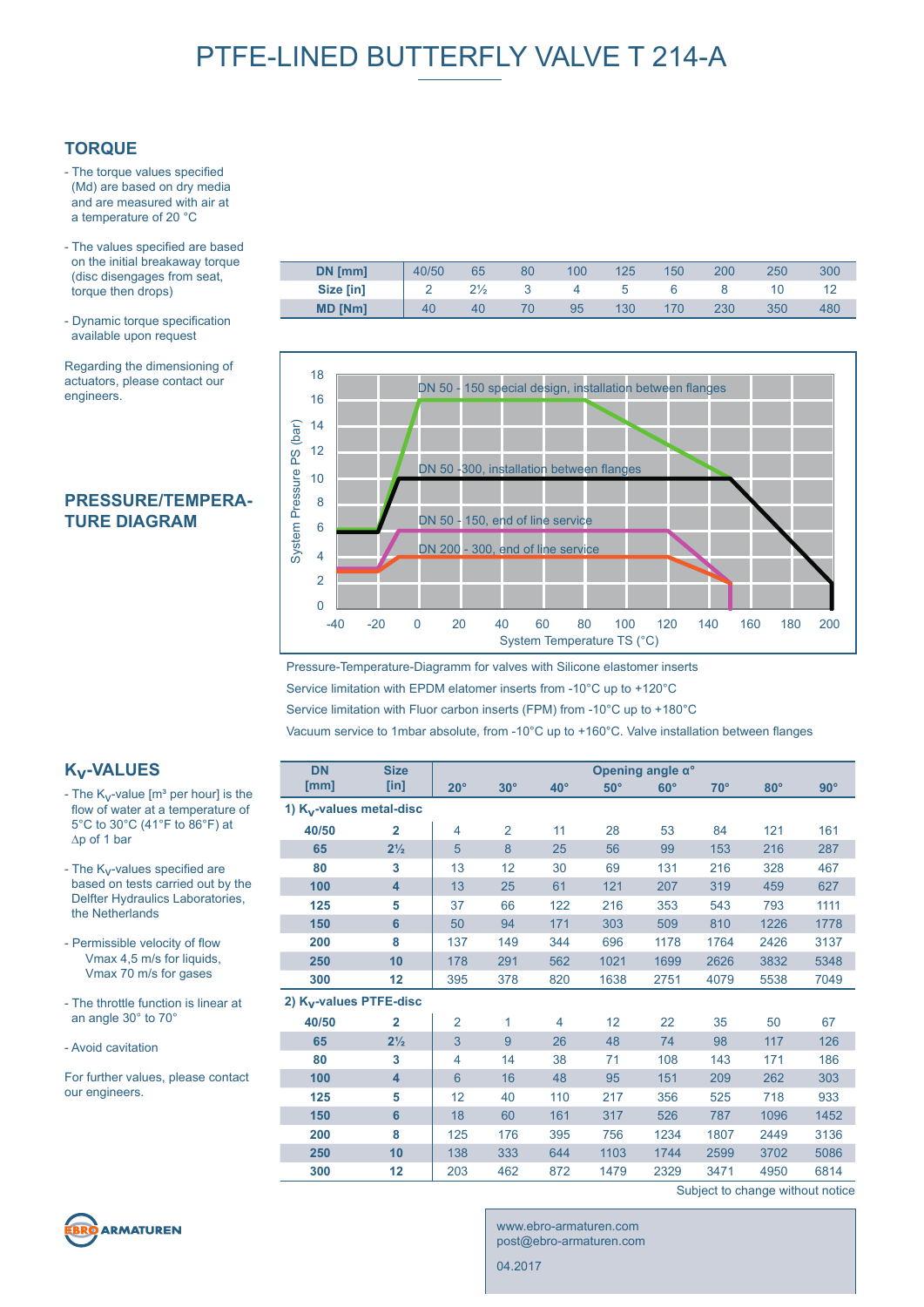# PTFE-LINED BUTTERFLY VALVE T 214-A

## TORQUE

- The torque values specified (Md) are based on dry media and are measured with air at a temperature of 20 °C
- The values specified are based on the initial breakaway torque (disc disengages from seat, torque then drops)
- Dynamic torque specification available upon request

Regarding the dimensioning of actuators, please contact our engineers.

| DN [mm] | 40/50 | 65 | 80 | 100 | 125 | 150 | 200 | 250 | 300 |
|---|---|---|---|---|---|---|---|---|---|
| Size [in] | 2 | 2½ | 3 | 4 | 5 | 6 | 8 | 10 | 12 |
| MD [Nm] | 40 | 40 | 70 | 95 | 130 | 170 | 230 | 350 | 480 |

## PRESSURE/TEMPERATURE DIAGRAM

System Pressure PS (bar)

18
16
14
12
10
8
6
4
2
0

-40 -20 0 20 40 60 80 100 120 140 160 180 200

System Temperature TS (°C)

DN 50 - 150 special design, installation between flanges

DN 50 -300, installation between flanges

DN 50 - 150, end of line service

DN 200 - 300, end of line service

Pressure-Temperature-Diagramm for valves with Silicone elastomer inserts

Service limitation with EPDM elatomer inserts from -10°C up to +120°C

Service limitation with Fluor carbon inserts (FPM) from -10°C up to +180°C

Vacuum service to 1mbar absolute, from -10°C up to +160°C. Valve installation between flanges

## $K_V$-VALUES

- The $K_V$-value [m³ per hour] is the flow of water at a temperature of 5°C to 30°C (41°F to 86°F) at Δp of 1 bar
- The $K_V$-values specified are based on tests carried out by the Delfter Hydraulics Laboratories, the Netherlands
- Permissible velocity of flow Vmax 4,5 m/s for liquids, Vmax 70 m/s for gases
- The throttle function is linear at an angle 30° to 70°
- Avoid cavitation

For further values, please contact our engineers.

| DN [mm] | Size [in] | Opening angle α° | | | | | | | |
|---|---|---|---|---|---|---|---|---|---|
| | | 20° | 30° | 40° | 50° | 60° | 70° | 80° | 90° |
| **1) $K_V$-values metal-disc** | | | | | | | | | |
| 40/50 | 2 | 4 | 2 | 11 | 28 | 53 | 84 | 121 | 161 |
| 65 | 2½ | 5 | 8 | 25 | 56 | 99 | 153 | 216 | 287 |
| 80 | 3 | 13 | 12 | 30 | 69 | 131 | 216 | 328 | 467 |
| 100 | 4 | 13 | 25 | 61 | 121 | 207 | 319 | 459 | 627 |
| 125 | 5 | 37 | 66 | 122 | 216 | 353 | 543 | 793 | 1111 |
| 150 | 6 | 50 | 94 | 171 | 303 | 509 | 810 | 1226 | 1778 |
| 200 | 8 | 137 | 149 | 344 | 696 | 1178 | 1764 | 2426 | 3137 |
| 250 | 10 | 178 | 291 | 562 | 1021 | 1699 | 2626 | 3832 | 5348 |
| 300 | 12 | 395 | 378 | 820 | 1638 | 2751 | 4079 | 5538 | 7049 |
| **2) $K_V$-values PTFE-disc** | | | | | | | | | |
| 40/50 | 2 | 2 | 1 | 4 | 12 | 22 | 35 | 50 | 67 |
| 65 | 2½ | 3 | 9 | 26 | 48 | 74 | 98 | 117 | 126 |
| 80 | 3 | 4 | 14 | 38 | 71 | 108 | 143 | 171 | 186 |
| 100 | 4 | 6 | 16 | 48 | 95 | 151 | 209 | 262 | 303 |
| 125 | 5 | 12 | 40 | 110 | 217 | 356 | 525 | 718 | 933 |
| 150 | 6 | 18 | 60 | 161 | 317 | 526 | 787 | 1096 | 1452 |
| 200 | 8 | 125 | 176 | 395 | 756 | 1234 | 1807 | 2449 | 3136 |
| 250 | 10 | 138 | 333 | 644 | 1103 | 1744 | 2599 | 3702 | 5086 |
| 300 | 12 | 203 | 462 | 872 | 1479 | 2329 | 3471 | 4950 | 6814 |

Subject to change without notice

EBRO ARMATUREN

www.ebro-armaturen.com
post@ebro-armaturen.com

04.2017